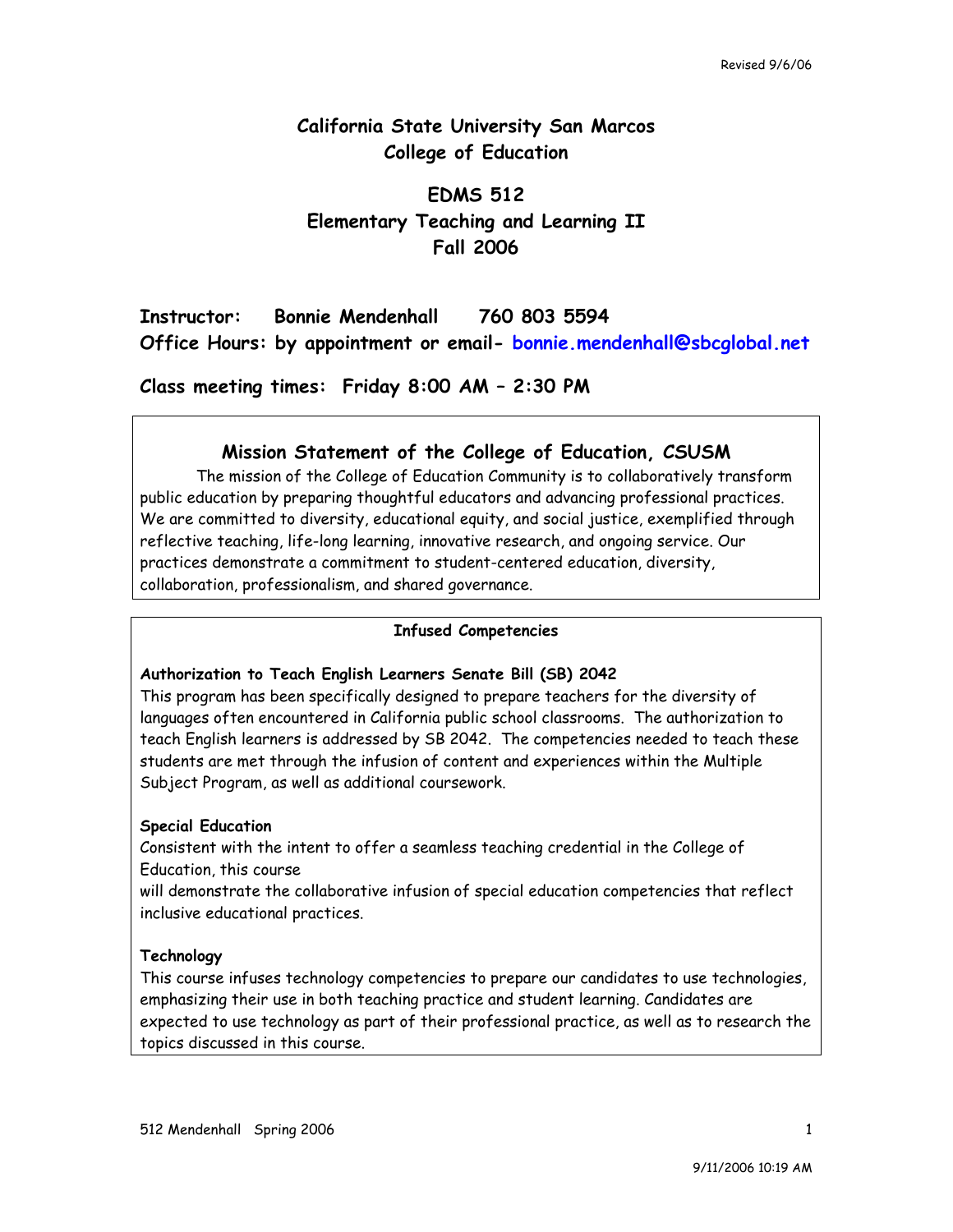Revised 9/6/06

# California State University San Marcos
# College of Education

## EDMS 512
## Elementary Teaching and Learning II
## Fall 2006

**Instructor: Bonnie Mendenhall 760 803 5594**
**Office Hours: by appointment or email- bonnie.mendenhall@sbcglobal.net**

**Class meeting times: Friday 8:00 AM – 2:30 PM**

### Mission Statement of the College of Education, CSUSM

The mission of the College of Education Community is to collaboratively transform public education by preparing thoughtful educators and advancing professional practices. We are committed to diversity, educational equity, and social justice, exemplified through reflective teaching, life-long learning, innovative research, and ongoing service. Our practices demonstrate a commitment to student-centered education, diversity, collaboration, professionalism, and shared governance.

### Infused Competencies

**Authorization to Teach English Learners Senate Bill (SB) 2042**
This program has been specifically designed to prepare teachers for the diversity of languages often encountered in California public school classrooms. The authorization to teach English learners is addressed by SB 2042. The competencies needed to teach these students are met through the infusion of content and experiences within the Multiple Subject Program, as well as additional coursework.

**Special Education**
Consistent with the intent to offer a seamless teaching credential in the College of Education, this course will demonstrate the collaborative infusion of special education competencies that reflect inclusive educational practices.

**Technology**
This course infuses technology competencies to prepare our candidates to use technologies, emphasizing their use in both teaching practice and student learning. Candidates are expected to use technology as part of their professional practice, as well as to research the topics discussed in this course.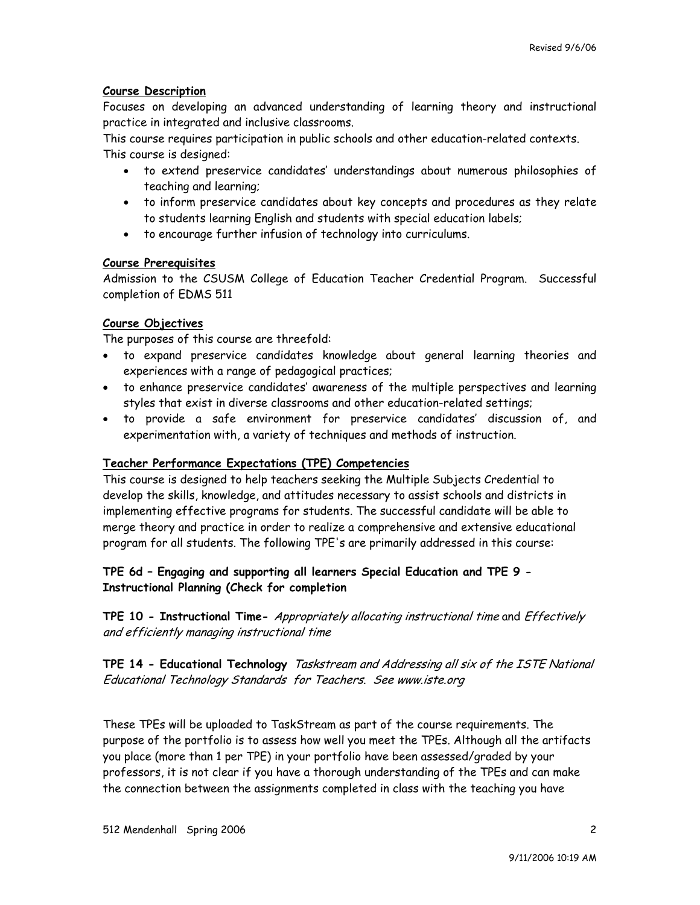**Course Description**

Focuses on developing an advanced understanding of learning theory and instructional practice in integrated and inclusive classrooms.

This course requires participation in public schools and other education-related contexts.

This course is designed:

- to extend preservice candidates' understandings about numerous philosophies of teaching and learning;
- to inform preservice candidates about key concepts and procedures as they relate to students learning English and students with special education labels;
- to encourage further infusion of technology into curriculums.

**Course Prerequisites**

Admission to the CSUSM College of Education Teacher Credential Program. Successful completion of EDMS 511

**Course Objectives**

The purposes of this course are threefold:

- to expand preservice candidates knowledge about general learning theories and experiences with a range of pedagogical practices;
- to enhance preservice candidates' awareness of the multiple perspectives and learning styles that exist in diverse classrooms and other education-related settings;
- to provide a safe environment for preservice candidates' discussion of, and experimentation with, a variety of techniques and methods of instruction.

**Teacher Performance Expectations (TPE) Competencies**

This course is designed to help teachers seeking the Multiple Subjects Credential to develop the skills, knowledge, and attitudes necessary to assist schools and districts in implementing effective programs for students. The successful candidate will be able to merge theory and practice in order to realize a comprehensive and extensive educational program for all students. The following TPE's are primarily addressed in this course:

**TPE 6d – Engaging and supporting all learners Special Education and TPE 9 - Instructional Planning (Check for completion**

**TPE 10 - Instructional Time-** *Appropriately allocating instructional time* and *Effectively and efficiently managing instructional time*

**TPE 14 - Educational Technology** *Taskstream and Addressing all six of the ISTE National Educational Technology Standards for Teachers. See www.iste.org*

These TPEs will be uploaded to TaskStream as part of the course requirements. The purpose of the portfolio is to assess how well you meet the TPEs. Although all the artifacts you place (more than 1 per TPE) in your portfolio have been assessed/graded by your professors, it is not clear if you have a thorough understanding of the TPEs and can make the connection between the assignments completed in class with the teaching you have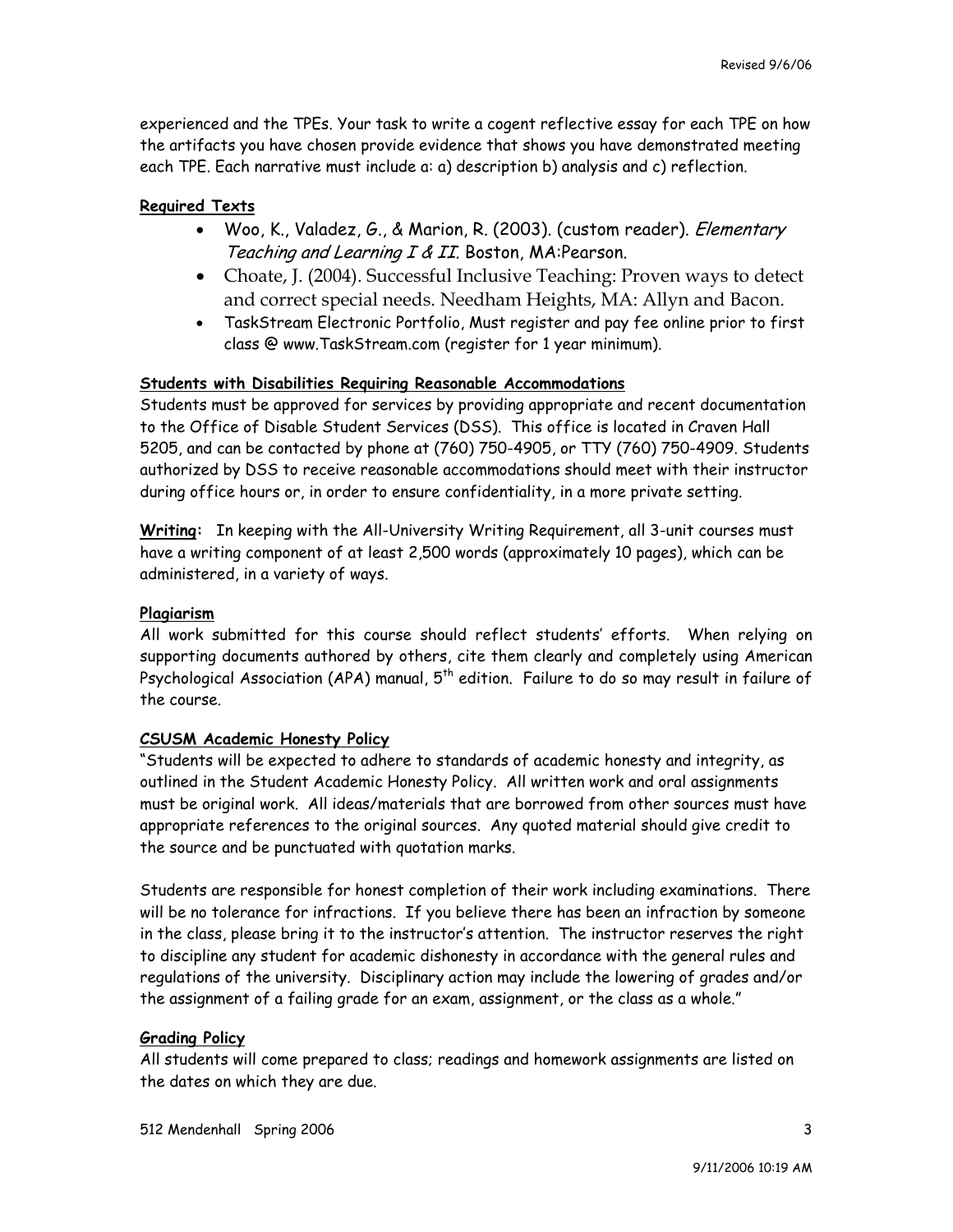experienced and the TPEs. Your task to write a cogent reflective essay for each TPE on how the artifacts you have chosen provide evidence that shows you have demonstrated meeting each TPE. Each narrative must include a: a) description b) analysis and c) reflection.

**Required Texts**

- Woo, K., Valadez, G., & Marion, R. (2003). (custom reader). *Elementary Teaching and Learning I & II.* Boston, MA:Pearson.
- Choate, J. (2004). Successful Inclusive Teaching: Proven ways to detect and correct special needs. Needham Heights, MA: Allyn and Bacon.
- TaskStream Electronic Portfolio, Must register and pay fee online prior to first class @ www.TaskStream.com (register for 1 year minimum).

**Students with Disabilities Requiring Reasonable Accommodations**

Students must be approved for services by providing appropriate and recent documentation to the Office of Disable Student Services (DSS). This office is located in Craven Hall 5205, and can be contacted by phone at (760) 750-4905, or TTY (760) 750-4909. Students authorized by DSS to receive reasonable accommodations should meet with their instructor during office hours or, in order to ensure confidentiality, in a more private setting.

**Writing:** In keeping with the All-University Writing Requirement, all 3-unit courses must have a writing component of at least 2,500 words (approximately 10 pages), which can be administered, in a variety of ways.

**Plagiarism**

All work submitted for this course should reflect students' efforts. When relying on supporting documents authored by others, cite them clearly and completely using American Psychological Association (APA) manual, 5th edition. Failure to do so may result in failure of the course.

**CSUSM Academic Honesty Policy**

"Students will be expected to adhere to standards of academic honesty and integrity, as outlined in the Student Academic Honesty Policy. All written work and oral assignments must be original work. All ideas/materials that are borrowed from other sources must have appropriate references to the original sources. Any quoted material should give credit to the source and be punctuated with quotation marks.

Students are responsible for honest completion of their work including examinations. There will be no tolerance for infractions. If you believe there has been an infraction by someone in the class, please bring it to the instructor's attention. The instructor reserves the right to discipline any student for academic dishonesty in accordance with the general rules and regulations of the university. Disciplinary action may include the lowering of grades and/or the assignment of a failing grade for an exam, assignment, or the class as a whole."

**Grading Policy**

All students will come prepared to class; readings and homework assignments are listed on the dates on which they are due.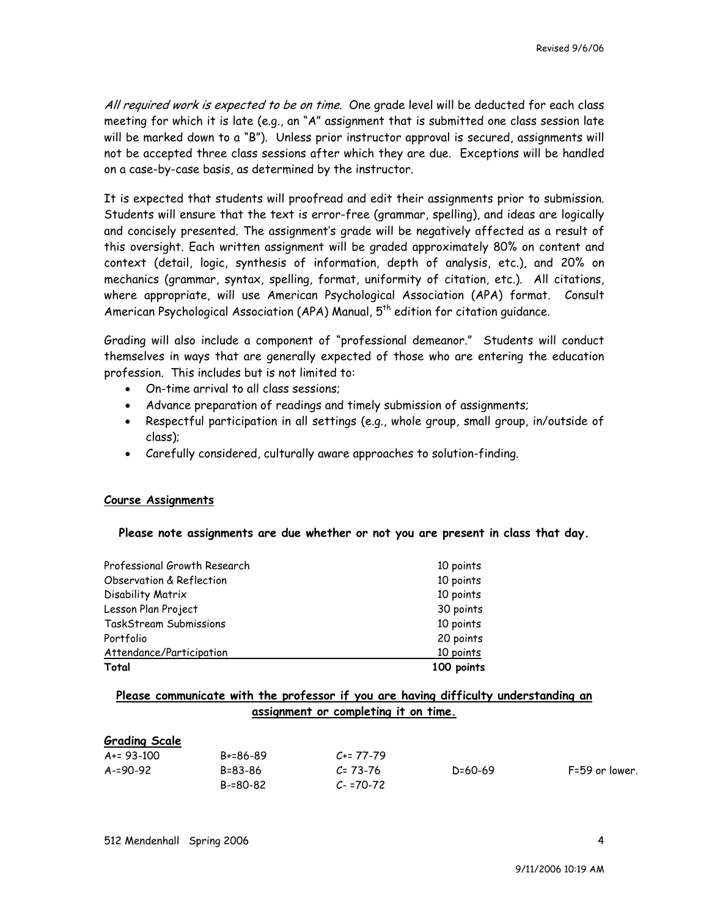*All required work is expected to be on time.* One grade level will be deducted for each class meeting for which it is late (e.g., an "A" assignment that is submitted one class session late will be marked down to a "B"). Unless prior instructor approval is secured, assignments will not be accepted three class sessions after which they are due. Exceptions will be handled on a case-by-case basis, as determined by the instructor.

It is expected that students will proofread and edit their assignments prior to submission. Students will ensure that the text is error-free (grammar, spelling), and ideas are logically and concisely presented. The assignment's grade will be negatively affected as a result of this oversight. Each written assignment will be graded approximately 80% on content and context (detail, logic, synthesis of information, depth of analysis, etc.), and 20% on mechanics (grammar, syntax, spelling, format, uniformity of citation, etc.). All citations, where appropriate, will use American Psychological Association (APA) format. Consult American Psychological Association (APA) Manual, 5th edition for citation guidance.

Grading will also include a component of "professional demeanor." Students will conduct themselves in ways that are generally expected of those who are entering the education profession. This includes but is not limited to:

- On-time arrival to all class sessions;
- Advance preparation of readings and timely submission of assignments;
- Respectful participation in all settings (e.g., whole group, small group, in/outside of class);
- Carefully considered, culturally aware approaches to solution-finding.

**Course Assignments**

**Please note assignments are due whether or not you are present in class that day.**

| Assignment | Points |
|---|---|
| Professional Growth Research | 10 points |
| Observation & Reflection | 10 points |
| Disability Matrix | 10 points |
| Lesson Plan Project | 30 points |
| TaskStream Submissions | 10 points |
| Portfolio | 20 points |
| Attendance/Participation | 10 points |
| **Total** | **100 points** |

**Please communicate with the professor if you are having difficulty understanding an assignment or completing it on time.**

**Grading Scale**

| | | | | |
|---|---|---|---|---|
| A+= 93-100 | B+=86-89 | C+= 77-79 | | |
| A-=90-92 | B=83-86 | C= 73-76 | D=60-69 | F=59 or lower. |
| | B-=80-82 | C- =70-72 | | |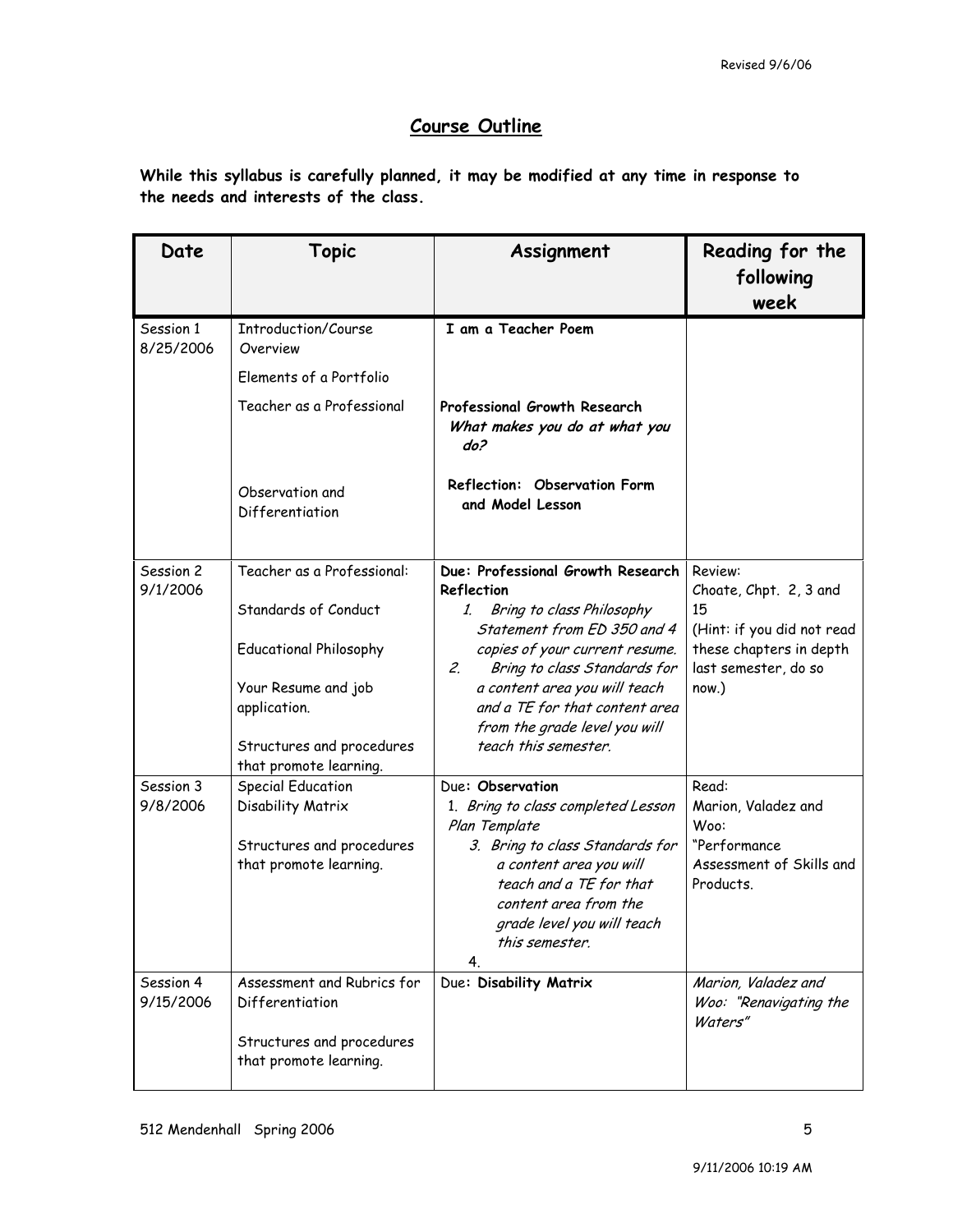## Course Outline

**While this syllabus is carefully planned, it may be modified at any time in response to the needs and interests of the class.**

| Date | Topic | Assignment | Reading for the following week |
|---|---|---|---|
| Session 1 8/25/2006 | Introduction/Course Overview<br><br>Elements of a Portfolio<br><br>Teacher as a Professional<br><br>Observation and Differentiation | **I am a Teacher Poem**<br><br>**Professional Growth Research** ***What makes you do at what you do?***<br><br>**Reflection: Observation Form and Model Lesson** | |
| Session 2 9/1/2006 | Teacher as a Professional:<br><br>Standards of Conduct<br><br>Educational Philosophy<br><br>Your Resume and job application.<br><br>Structures and procedures that promote learning. | **Due: Professional Growth Research Reflection**<br>1. *Bring to class Philosophy Statement from ED 350 and 4 copies of your current resume.*<br>2. *Bring to class Standards for a content area you will teach and a TE for that content area from the grade level you will teach this semester.* | Review: Choate, Chpt. 2, 3 and 15 (Hint: if you did not read these chapters in depth last semester, do so now.) |
| Session 3 9/8/2006 | Special Education Disability Matrix<br><br>Structures and procedures that promote learning. | Due: **Observation**<br>1. *Bring to class completed Lesson Plan Template*<br>3. *Bring to class Standards for a content area you will teach and a TE for that content area from the grade level you will teach this semester.*<br>4. | Read: Marion, Valadez and Woo: "Performance Assessment of Skills and Products. |
| Session 4 9/15/2006 | Assessment and Rubrics for Differentiation<br><br>Structures and procedures that promote learning. | Due: **Disability Matrix** | *Marion, Valadez and Woo: "Renavigating the Waters"* |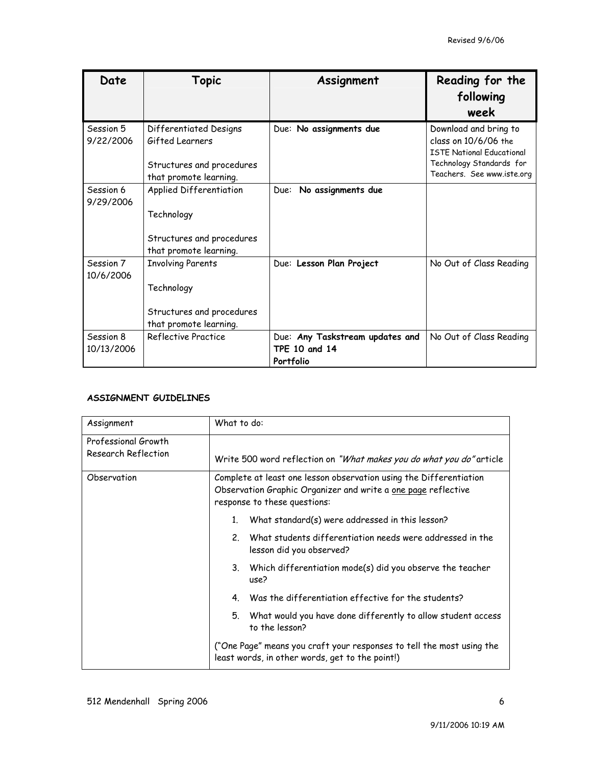| Date | Topic | Assignment | Reading for the following week |
|---|---|---|---|
| Session 5 9/22/2006 | Differentiated Designs Gifted Learners<br><br>Structures and procedures that promote learning. | Due: **No assignments due** | Download and bring to class on 10/6/06 the ISTE National Educational Technology Standards for Teachers. See www.iste.org |
| Session 6 9/29/2006 | Applied Differentiation<br><br>Technology<br><br>Structures and procedures that promote learning. | Due: **No assignments due** | |
| Session 7 10/6/2006 | Involving Parents<br><br>Technology<br><br>Structures and procedures that promote learning. | Due: **Lesson Plan Project** | No Out of Class Reading |
| Session 8 10/13/2006 | Reflective Practice | Due: **Any Taskstream updates and TPE 10 and 14 Portfolio** | No Out of Class Reading |

**ASSIGNMENT GUIDELINES**

| Assignment | What to do: |
|---|---|
| Professional Growth Research Reflection | Write 500 word reflection on *"What makes you do what you do"* article |
| Observation | Complete at least one lesson observation using the Differentiation Observation Graphic Organizer and write a <u>one page</u> reflective response to these questions:<br><br>1. What standard(s) were addressed in this lesson?<br>2. What students differentiation needs were addressed in the lesson did you observed?<br>3. Which differentiation mode(s) did you observe the teacher use?<br>4. Was the differentiation effective for the students?<br>5. What would you have done differently to allow student access to the lesson?<br><br>("One Page" means you craft your responses to tell the most using the least words, in other words, get to the point!) |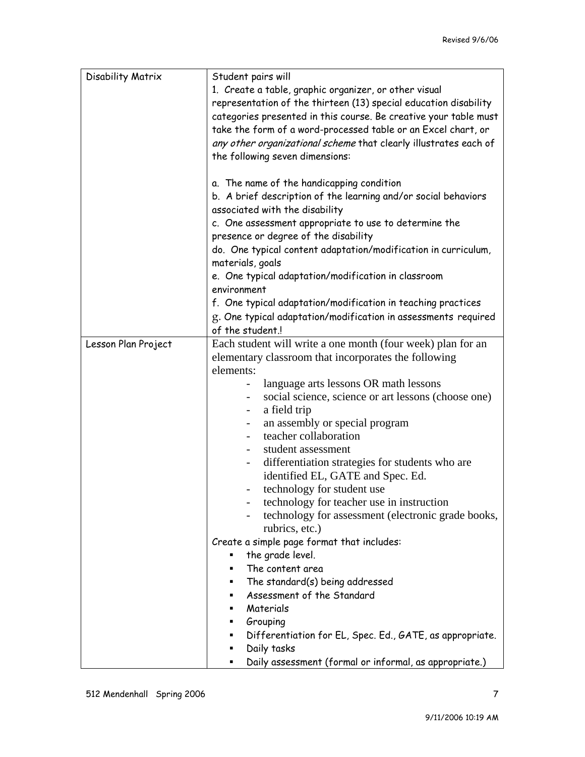| | |
|---|---|
| Disability Matrix | Student pairs will<br>1. Create a table, graphic organizer, or other visual representation of the thirteen (13) special education disability categories presented in this course. Be creative your table must take the form of a word-processed table or an Excel chart, or *any other organizational scheme* that clearly illustrates each of the following seven dimensions:<br><br>a. The name of the handicapping condition<br>b. A brief description of the learning and/or social behaviors associated with the disability<br>c. One assessment appropriate to use to determine the presence or degree of the disability<br>do. One typical content adaptation/modification in curriculum, materials, goals<br>e. One typical adaptation/modification in classroom environment<br>f. One typical adaptation/modification in teaching practices<br>g. One typical adaptation/modification in assessments required of the student.! |
| Lesson Plan Project | Each student will write a one month (four week) plan for an elementary classroom that incorporates the following elements:<br>- language arts lessons OR math lessons<br>- social science, science or art lessons (choose one)<br>- a field trip<br>- an assembly or special program<br>- teacher collaboration<br>- student assessment<br>- differentiation strategies for students who are identified EL, GATE and Spec. Ed.<br>- technology for student use<br>- technology for teacher use in instruction<br>- technology for assessment (electronic grade books, rubrics, etc.)<br>Create a simple page format that includes:<br>▪ the grade level.<br>▪ The content area<br>▪ The standard(s) being addressed<br>▪ Assessment of the Standard<br>▪ Materials<br>▪ Grouping<br>▪ Differentiation for EL, Spec. Ed., GATE, as appropriate.<br>▪ Daily tasks<br>▪ Daily assessment (formal or informal, as appropriate.) |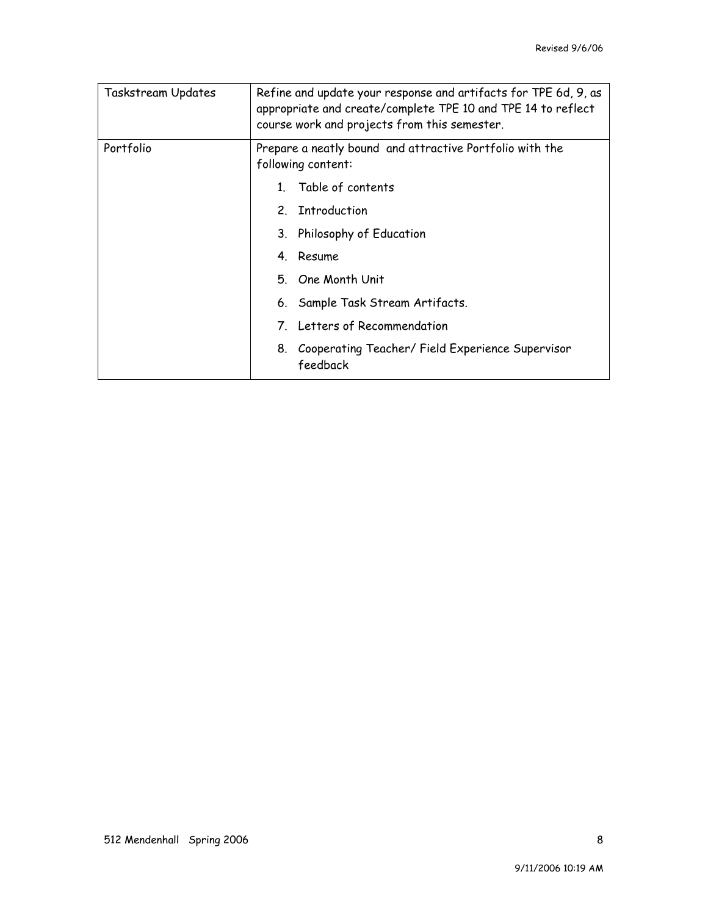| | |
|---|---|
| Taskstream Updates | Refine and update your response and artifacts for TPE 6d, 9, as appropriate and create/complete TPE 10 and TPE 14 to reflect course work and projects from this semester. |
| Portfolio | Prepare a neatly bound and attractive Portfolio with the following content:<br>1. Table of contents<br>2. Introduction<br>3. Philosophy of Education<br>4. Resume<br>5. One Month Unit<br>6. Sample Task Stream Artifacts.<br>7. Letters of Recommendation<br>8. Cooperating Teacher/ Field Experience Supervisor feedback |